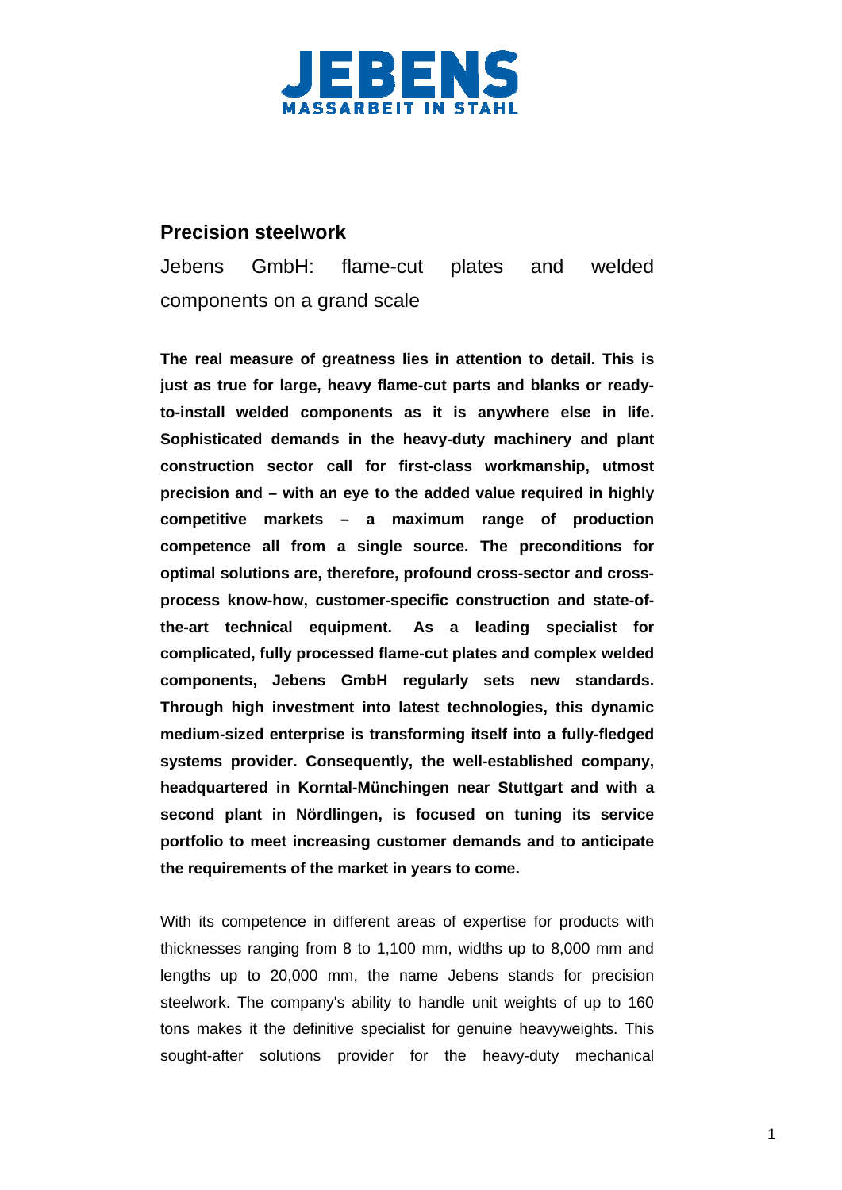JEBENS
MASSARBEIT IN STAHL

## Precision steelwork

Jebens GmbH: flame-cut plates and welded components on a grand scale

**The real measure of greatness lies in attention to detail. This is just as true for large, heavy flame-cut parts and blanks or ready-to-install welded components as it is anywhere else in life. Sophisticated demands in the heavy-duty machinery and plant construction sector call for first-class workmanship, utmost precision and – with an eye to the added value required in highly competitive markets – a maximum range of production competence all from a single source. The preconditions for optimal solutions are, therefore, profound cross-sector and cross-process know-how, customer-specific construction and state-of-the-art technical equipment. As a leading specialist for complicated, fully processed flame-cut plates and complex welded components, Jebens GmbH regularly sets new standards. Through high investment into latest technologies, this dynamic medium-sized enterprise is transforming itself into a fully-fledged systems provider. Consequently, the well-established company, headquartered in Korntal-Münchingen near Stuttgart and with a second plant in Nördlingen, is focused on tuning its service portfolio to meet increasing customer demands and to anticipate the requirements of the market in years to come.**

With its competence in different areas of expertise for products with thicknesses ranging from 8 to 1,100 mm, widths up to 8,000 mm and lengths up to 20,000 mm, the name Jebens stands for precision steelwork. The company's ability to handle unit weights of up to 160 tons makes it the definitive specialist for genuine heavyweights. This sought-after solutions provider for the heavy-duty mechanical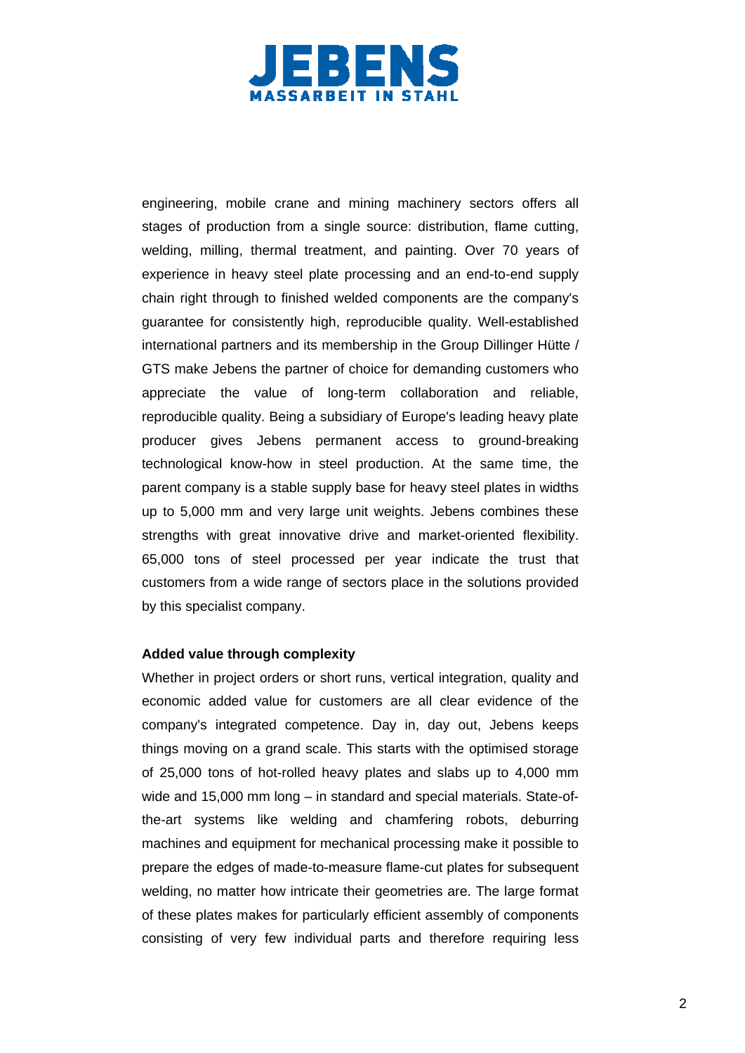engineering, mobile crane and mining machinery sectors offers all stages of production from a single source: distribution, flame cutting, welding, milling, thermal treatment, and painting. Over 70 years of experience in heavy steel plate processing and an end-to-end supply chain right through to finished welded components are the company's guarantee for consistently high, reproducible quality. Well-established international partners and its membership in the Group Dillinger Hütte / GTS make Jebens the partner of choice for demanding customers who appreciate the value of long-term collaboration and reliable, reproducible quality. Being a subsidiary of Europe's leading heavy plate producer gives Jebens permanent access to ground-breaking technological know-how in steel production. At the same time, the parent company is a stable supply base for heavy steel plates in widths up to 5,000 mm and very large unit weights. Jebens combines these strengths with great innovative drive and market-oriented flexibility. 65,000 tons of steel processed per year indicate the trust that customers from a wide range of sectors place in the solutions provided by this specialist company.

**Added value through complexity**

Whether in project orders or short runs, vertical integration, quality and economic added value for customers are all clear evidence of the company's integrated competence. Day in, day out, Jebens keeps things moving on a grand scale. This starts with the optimised storage of 25,000 tons of hot-rolled heavy plates and slabs up to 4,000 mm wide and 15,000 mm long – in standard and special materials. State-of-the-art systems like welding and chamfering robots, deburring machines and equipment for mechanical processing make it possible to prepare the edges of made-to-measure flame-cut plates for subsequent welding, no matter how intricate their geometries are. The large format of these plates makes for particularly efficient assembly of components consisting of very few individual parts and therefore requiring less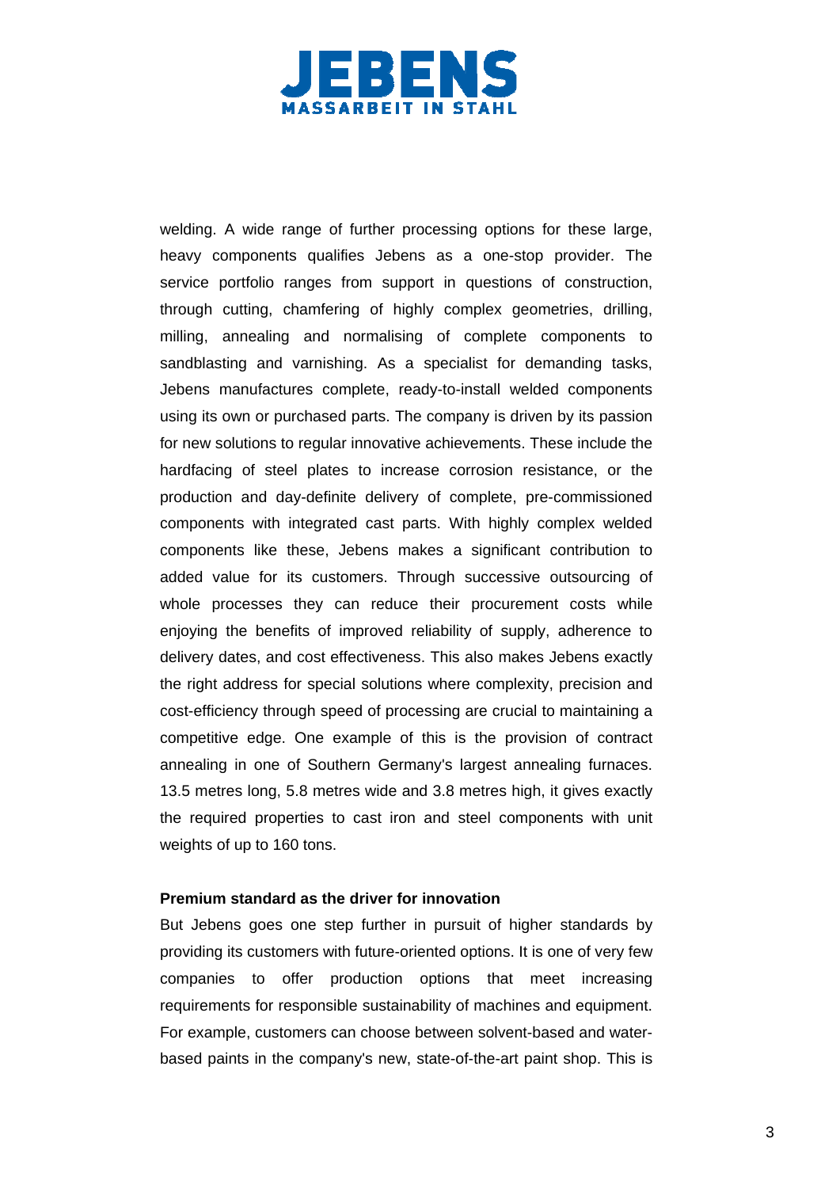welding. A wide range of further processing options for these large, heavy components qualifies Jebens as a one-stop provider. The service portfolio ranges from support in questions of construction, through cutting, chamfering of highly complex geometries, drilling, milling, annealing and normalising of complete components to sandblasting and varnishing. As a specialist for demanding tasks, Jebens manufactures complete, ready-to-install welded components using its own or purchased parts. The company is driven by its passion for new solutions to regular innovative achievements. These include the hardfacing of steel plates to increase corrosion resistance, or the production and day-definite delivery of complete, pre-commissioned components with integrated cast parts. With highly complex welded components like these, Jebens makes a significant contribution to added value for its customers. Through successive outsourcing of whole processes they can reduce their procurement costs while enjoying the benefits of improved reliability of supply, adherence to delivery dates, and cost effectiveness. This also makes Jebens exactly the right address for special solutions where complexity, precision and cost-efficiency through speed of processing are crucial to maintaining a competitive edge. One example of this is the provision of contract annealing in one of Southern Germany's largest annealing furnaces. 13.5 metres long, 5.8 metres wide and 3.8 metres high, it gives exactly the required properties to cast iron and steel components with unit weights of up to 160 tons.

**Premium standard as the driver for innovation**

But Jebens goes one step further in pursuit of higher standards by providing its customers with future-oriented options. It is one of very few companies to offer production options that meet increasing requirements for responsible sustainability of machines and equipment. For example, customers can choose between solvent-based and water-based paints in the company's new, state-of-the-art paint shop. This is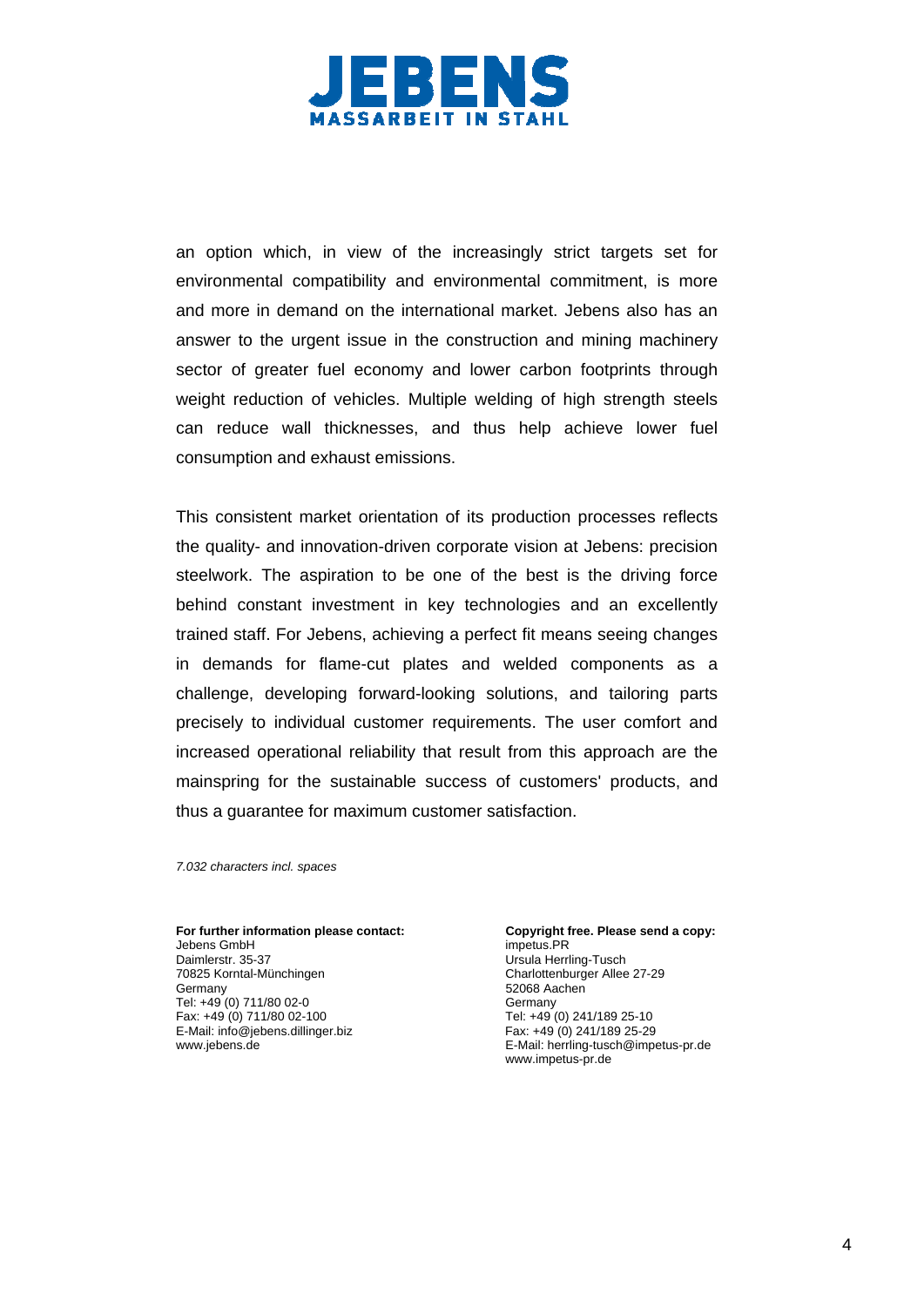an option which, in view of the increasingly strict targets set for environmental compatibility and environmental commitment, is more and more in demand on the international market. Jebens also has an answer to the urgent issue in the construction and mining machinery sector of greater fuel economy and lower carbon footprints through weight reduction of vehicles. Multiple welding of high strength steels can reduce wall thicknesses, and thus help achieve lower fuel consumption and exhaust emissions.

This consistent market orientation of its production processes reflects the quality- and innovation-driven corporate vision at Jebens: precision steelwork. The aspiration to be one of the best is the driving force behind constant investment in key technologies and an excellently trained staff. For Jebens, achieving a perfect fit means seeing changes in demands for flame-cut plates and welded components as a challenge, developing forward-looking solutions, and tailoring parts precisely to individual customer requirements. The user comfort and increased operational reliability that result from this approach are the mainspring for the sustainable success of customers' products, and thus a guarantee for maximum customer satisfaction.

*7.032 characters incl. spaces*

**For further information please contact:**
Jebens GmbH
Daimlerstr. 35-37
70825 Korntal-Münchingen
Germany
Tel: +49 (0) 711/80 02-0
Fax: +49 (0) 711/80 02-100
E-Mail: info@jebens.dillinger.biz
www.jebens.de

**Copyright free. Please send a copy:**
impetus.PR
Ursula Herrling-Tusch
Charlottenburger Allee 27-29
52068 Aachen
Germany
Tel: +49 (0) 241/189 25-10
Fax: +49 (0) 241/189 25-29
E-Mail: herrling-tusch@impetus-pr.de
www.impetus-pr.de